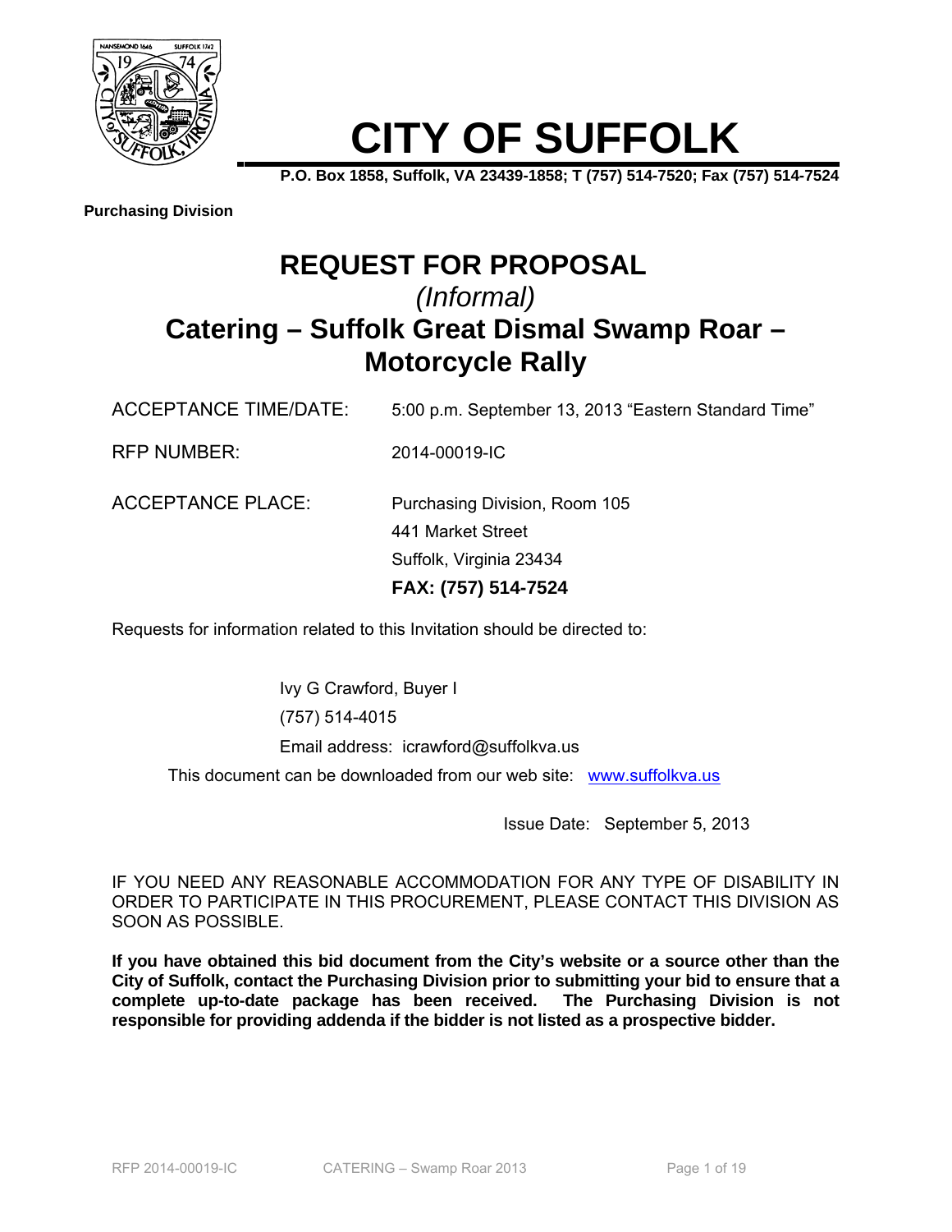# CITY OF SUFFOLK

**P.O. Box 1858, Suffolk, VA 23439-1858; T (757) 514-7520; Fax (757) 514-7524**

**Purchasing Division**

# REQUEST FOR PROPOSAL

*(Informal)*

## Catering – Suffolk Great Dismal Swamp Roar – Motorcycle Rally

ACCEPTANCE TIME/DATE: 5:00 p.m. September 13, 2013 "Eastern Standard Time"

RFP NUMBER: 2014-00019-IC

ACCEPTANCE PLACE: Purchasing Division, Room 105
441 Market Street
Suffolk, Virginia 23434
**FAX: (757) 514-7524**

Requests for information related to this Invitation should be directed to:

Ivy G Crawford, Buyer I
(757) 514-4015
Email address: icrawford@suffolkva.us

This document can be downloaded from our web site: www.suffolkva.us

Issue Date: September 5, 2013

IF YOU NEED ANY REASONABLE ACCOMMODATION FOR ANY TYPE OF DISABILITY IN ORDER TO PARTICIPATE IN THIS PROCUREMENT, PLEASE CONTACT THIS DIVISION AS SOON AS POSSIBLE.

**If you have obtained this bid document from the City's website or a source other than the City of Suffolk, contact the Purchasing Division prior to submitting your bid to ensure that a complete up-to-date package has been received. The Purchasing Division is not responsible for providing addenda if the bidder is not listed as a prospective bidder.**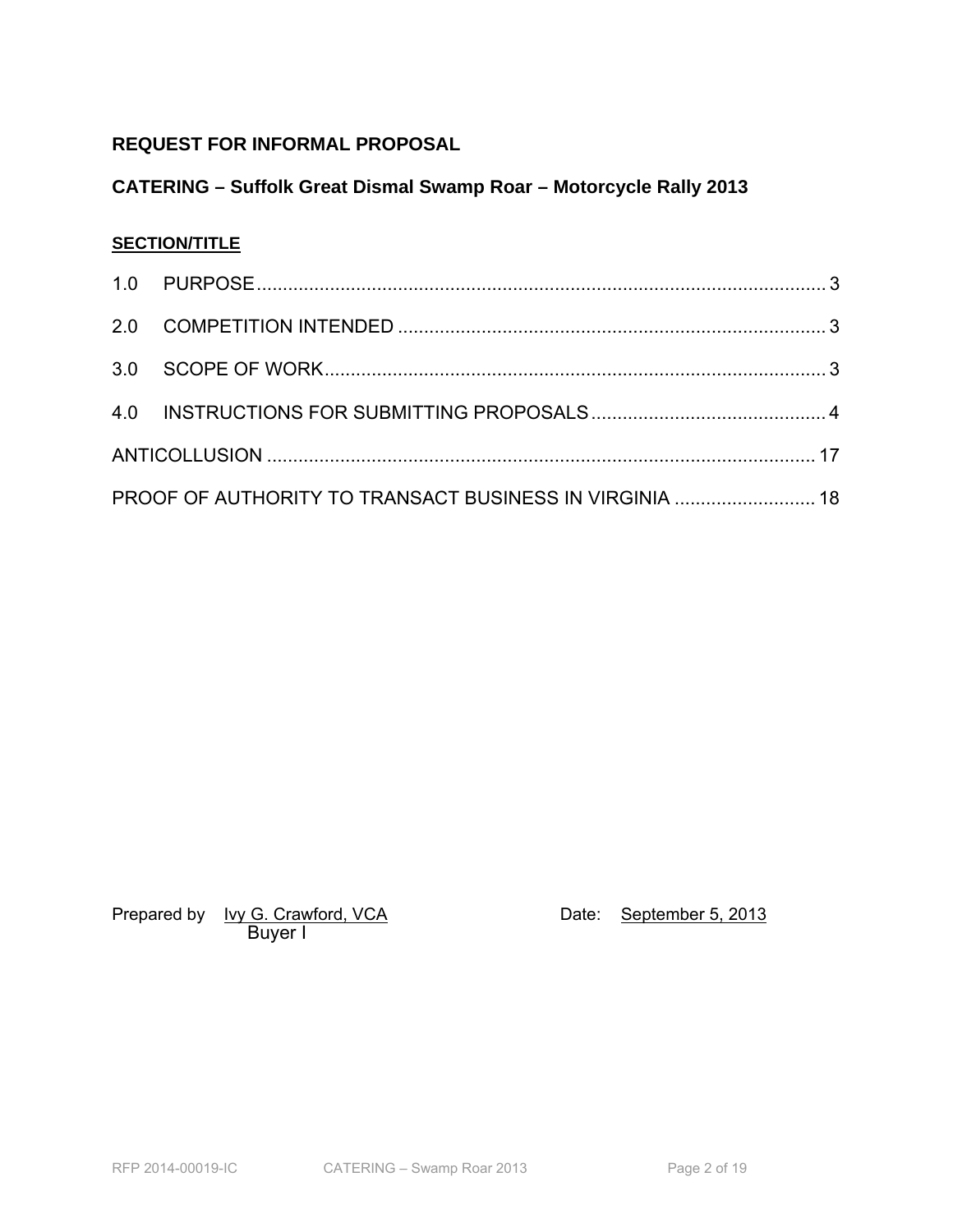**REQUEST FOR INFORMAL PROPOSAL**

**CATERING – Suffolk Great Dismal Swamp Roar – Motorcycle Rally 2013**

**SECTION/TITLE**

1.0 PURPOSE ........................................................................................................ 3

2.0 COMPETITION INTENDED ............................................................................ 3

3.0 SCOPE OF WORK ........................................................................................... 3

4.0 INSTRUCTIONS FOR SUBMITTING PROPOSALS ........................................ 4

ANTICOLLUSION .................................................................................................. 17

PROOF OF AUTHORITY TO TRANSACT BUSINESS IN VIRGINIA ........................ 18

Prepared by Ivy G. Crawford, VCA
Buyer I

Date: September 5, 2013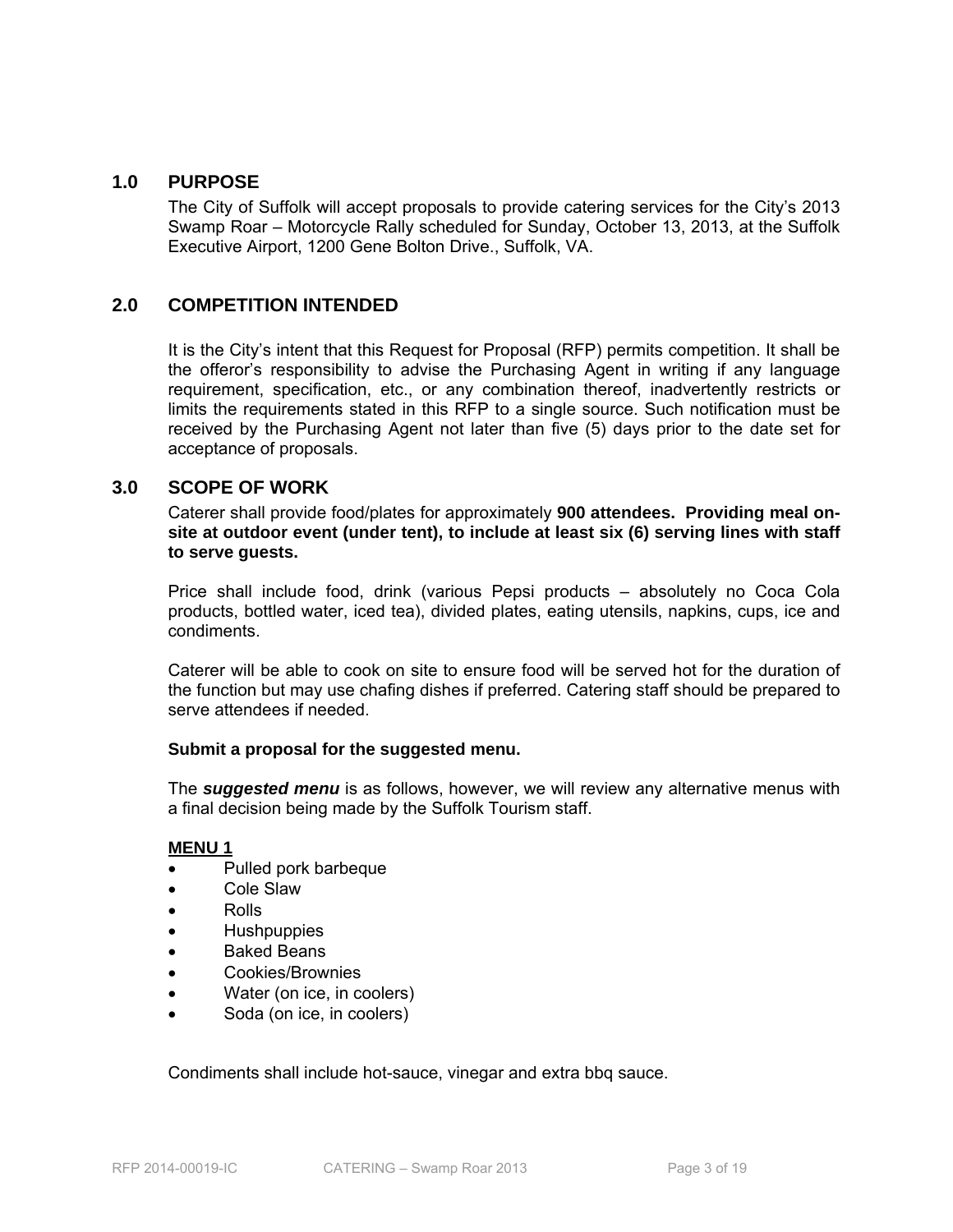## 1.0 PURPOSE

The City of Suffolk will accept proposals to provide catering services for the City's 2013 Swamp Roar – Motorcycle Rally scheduled for Sunday, October 13, 2013, at the Suffolk Executive Airport, 1200 Gene Bolton Drive., Suffolk, VA.

## 2.0 COMPETITION INTENDED

It is the City's intent that this Request for Proposal (RFP) permits competition. It shall be the offeror's responsibility to advise the Purchasing Agent in writing if any language requirement, specification, etc., or any combination thereof, inadvertently restricts or limits the requirements stated in this RFP to a single source. Such notification must be received by the Purchasing Agent not later than five (5) days prior to the date set for acceptance of proposals.

## 3.0 SCOPE OF WORK

Caterer shall provide food/plates for approximately **900 attendees. Providing meal on-site at outdoor event (under tent), to include at least six (6) serving lines with staff to serve guests.**

Price shall include food, drink (various Pepsi products – absolutely no Coca Cola products, bottled water, iced tea), divided plates, eating utensils, napkins, cups, ice and condiments.

Caterer will be able to cook on site to ensure food will be served hot for the duration of the function but may use chafing dishes if preferred. Catering staff should be prepared to serve attendees if needed.

**Submit a proposal for the suggested menu.**

The ***suggested menu*** is as follows, however, we will review any alternative menus with a final decision being made by the Suffolk Tourism staff.

**MENU 1**

- Pulled pork barbeque
- Cole Slaw
- Rolls
- Hushpuppies
- Baked Beans
- Cookies/Brownies
- Water (on ice, in coolers)
- Soda (on ice, in coolers)

Condiments shall include hot-sauce, vinegar and extra bbq sauce.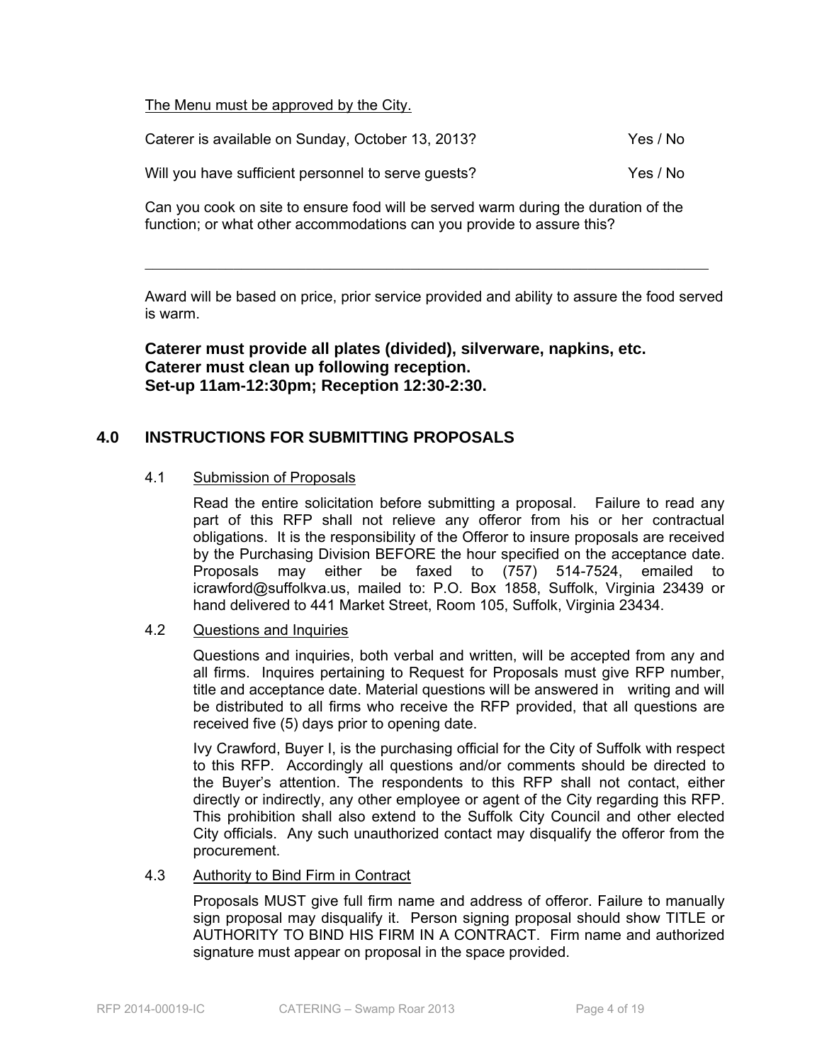<u>The Menu must be approved by the City.</u>

Caterer is available on Sunday, October 13, 2013? Yes / No

Will you have sufficient personnel to serve guests? Yes / No

Can you cook on site to ensure food will be served warm during the duration of the function; or what other accommodations can you provide to assure this?

______________________________________________________________________

Award will be based on price, prior service provided and ability to assure the food served is warm.

**Caterer must provide all plates (divided), silverware, napkins, etc.**
**Caterer must clean up following reception.**
**Set-up 11am-12:30pm; Reception 12:30-2:30.**

## 4.0 INSTRUCTIONS FOR SUBMITTING PROPOSALS

### 4.1 Submission of Proposals

Read the entire solicitation before submitting a proposal. Failure to read any part of this RFP shall not relieve any offeror from his or her contractual obligations. It is the responsibility of the Offeror to insure proposals are received by the Purchasing Division BEFORE the hour specified on the acceptance date. Proposals may either be faxed to (757) 514-7524, emailed to icrawford@suffolkva.us, mailed to: P.O. Box 1858, Suffolk, Virginia 23439 or hand delivered to 441 Market Street, Room 105, Suffolk, Virginia 23434.

### 4.2 Questions and Inquiries

Questions and inquiries, both verbal and written, will be accepted from any and all firms. Inquires pertaining to Request for Proposals must give RFP number, title and acceptance date. Material questions will be answered in writing and will be distributed to all firms who receive the RFP provided, that all questions are received five (5) days prior to opening date.

Ivy Crawford, Buyer I, is the purchasing official for the City of Suffolk with respect to this RFP. Accordingly all questions and/or comments should be directed to the Buyer's attention. The respondents to this RFP shall not contact, either directly or indirectly, any other employee or agent of the City regarding this RFP. This prohibition shall also extend to the Suffolk City Council and other elected City officials. Any such unauthorized contact may disqualify the offeror from the procurement.

### 4.3 Authority to Bind Firm in Contract

Proposals MUST give full firm name and address of offeror. Failure to manually sign proposal may disqualify it. Person signing proposal should show TITLE or AUTHORITY TO BIND HIS FIRM IN A CONTRACT. Firm name and authorized signature must appear on proposal in the space provided.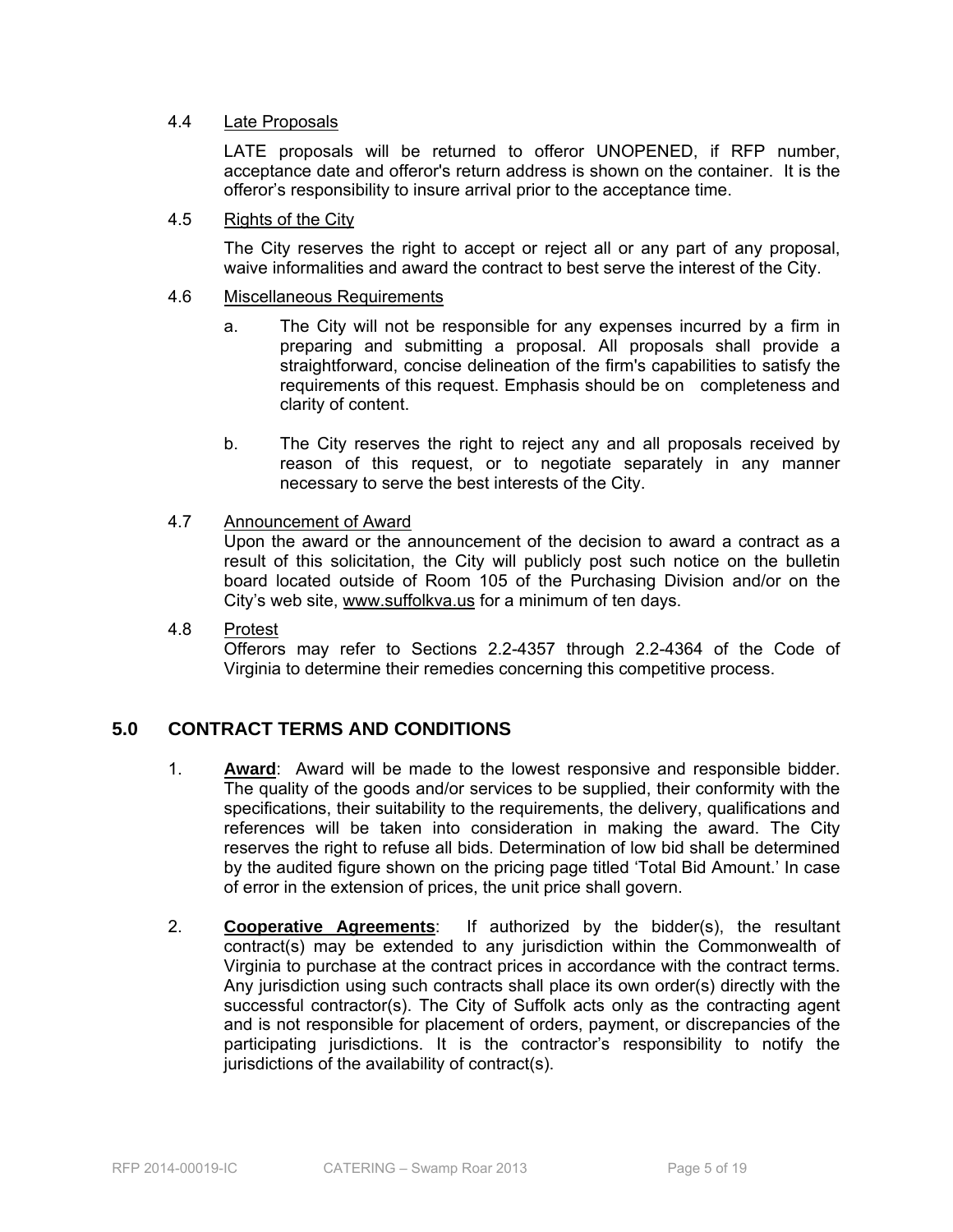### 4.4 Late Proposals

LATE proposals will be returned to offeror UNOPENED, if RFP number, acceptance date and offeror's return address is shown on the container. It is the offeror's responsibility to insure arrival prior to the acceptance time.

### 4.5 Rights of the City

The City reserves the right to accept or reject all or any part of any proposal, waive informalities and award the contract to best serve the interest of the City.

### 4.6 Miscellaneous Requirements

a. The City will not be responsible for any expenses incurred by a firm in preparing and submitting a proposal. All proposals shall provide a straightforward, concise delineation of the firm's capabilities to satisfy the requirements of this request. Emphasis should be on completeness and clarity of content.

b. The City reserves the right to reject any and all proposals received by reason of this request, or to negotiate separately in any manner necessary to serve the best interests of the City.

### 4.7 Announcement of Award

Upon the award or the announcement of the decision to award a contract as a result of this solicitation, the City will publicly post such notice on the bulletin board located outside of Room 105 of the Purchasing Division and/or on the City's web site, www.suffolkva.us for a minimum of ten days.

### 4.8 Protest

Offerors may refer to Sections 2.2-4357 through 2.2-4364 of the Code of Virginia to determine their remedies concerning this competitive process.

## 5.0 CONTRACT TERMS AND CONDITIONS

1. **Award**: Award will be made to the lowest responsive and responsible bidder. The quality of the goods and/or services to be supplied, their conformity with the specifications, their suitability to the requirements, the delivery, qualifications and references will be taken into consideration in making the award. The City reserves the right to refuse all bids. Determination of low bid shall be determined by the audited figure shown on the pricing page titled 'Total Bid Amount.' In case of error in the extension of prices, the unit price shall govern.

2. **Cooperative Agreements**: If authorized by the bidder(s), the resultant contract(s) may be extended to any jurisdiction within the Commonwealth of Virginia to purchase at the contract prices in accordance with the contract terms. Any jurisdiction using such contracts shall place its own order(s) directly with the successful contractor(s). The City of Suffolk acts only as the contracting agent and is not responsible for placement of orders, payment, or discrepancies of the participating jurisdictions. It is the contractor's responsibility to notify the jurisdictions of the availability of contract(s).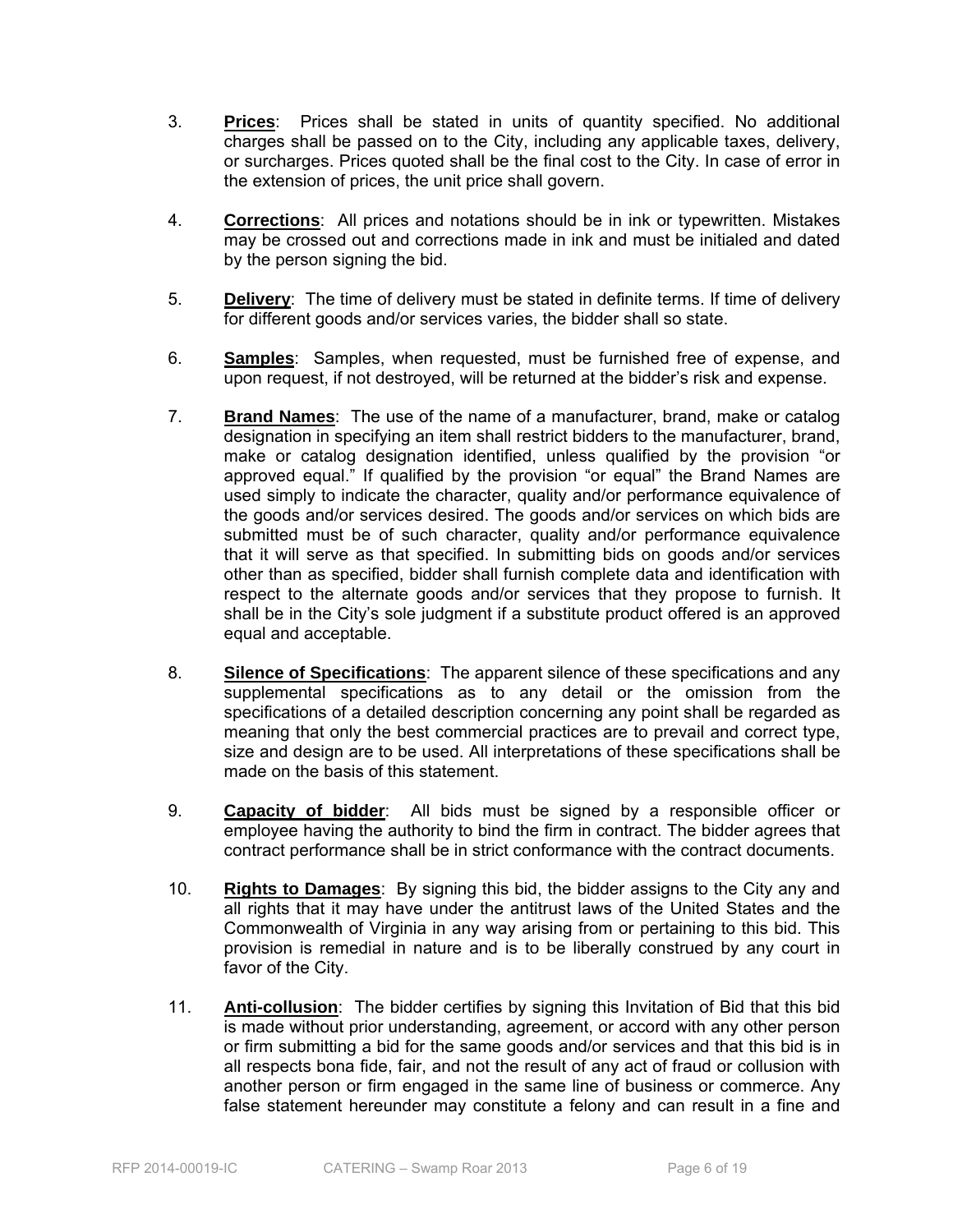3. **Prices**: Prices shall be stated in units of quantity specified. No additional charges shall be passed on to the City, including any applicable taxes, delivery, or surcharges. Prices quoted shall be the final cost to the City. In case of error in the extension of prices, the unit price shall govern.

4. **Corrections**: All prices and notations should be in ink or typewritten. Mistakes may be crossed out and corrections made in ink and must be initialed and dated by the person signing the bid.

5. **Delivery**: The time of delivery must be stated in definite terms. If time of delivery for different goods and/or services varies, the bidder shall so state.

6. **Samples**: Samples, when requested, must be furnished free of expense, and upon request, if not destroyed, will be returned at the bidder's risk and expense.

7. **Brand Names**: The use of the name of a manufacturer, brand, make or catalog designation in specifying an item shall restrict bidders to the manufacturer, brand, make or catalog designation identified, unless qualified by the provision "or approved equal." If qualified by the provision "or equal" the Brand Names are used simply to indicate the character, quality and/or performance equivalence of the goods and/or services desired. The goods and/or services on which bids are submitted must be of such character, quality and/or performance equivalence that it will serve as that specified. In submitting bids on goods and/or services other than as specified, bidder shall furnish complete data and identification with respect to the alternate goods and/or services that they propose to furnish. It shall be in the City's sole judgment if a substitute product offered is an approved equal and acceptable.

8. **Silence of Specifications**: The apparent silence of these specifications and any supplemental specifications as to any detail or the omission from the specifications of a detailed description concerning any point shall be regarded as meaning that only the best commercial practices are to prevail and correct type, size and design are to be used. All interpretations of these specifications shall be made on the basis of this statement.

9. **Capacity of bidder**: All bids must be signed by a responsible officer or employee having the authority to bind the firm in contract. The bidder agrees that contract performance shall be in strict conformance with the contract documents.

10. **Rights to Damages**: By signing this bid, the bidder assigns to the City any and all rights that it may have under the antitrust laws of the United States and the Commonwealth of Virginia in any way arising from or pertaining to this bid. This provision is remedial in nature and is to be liberally construed by any court in favor of the City.

11. **Anti-collusion**: The bidder certifies by signing this Invitation of Bid that this bid is made without prior understanding, agreement, or accord with any other person or firm submitting a bid for the same goods and/or services and that this bid is in all respects bona fide, fair, and not the result of any act of fraud or collusion with another person or firm engaged in the same line of business or commerce. Any false statement hereunder may constitute a felony and can result in a fine and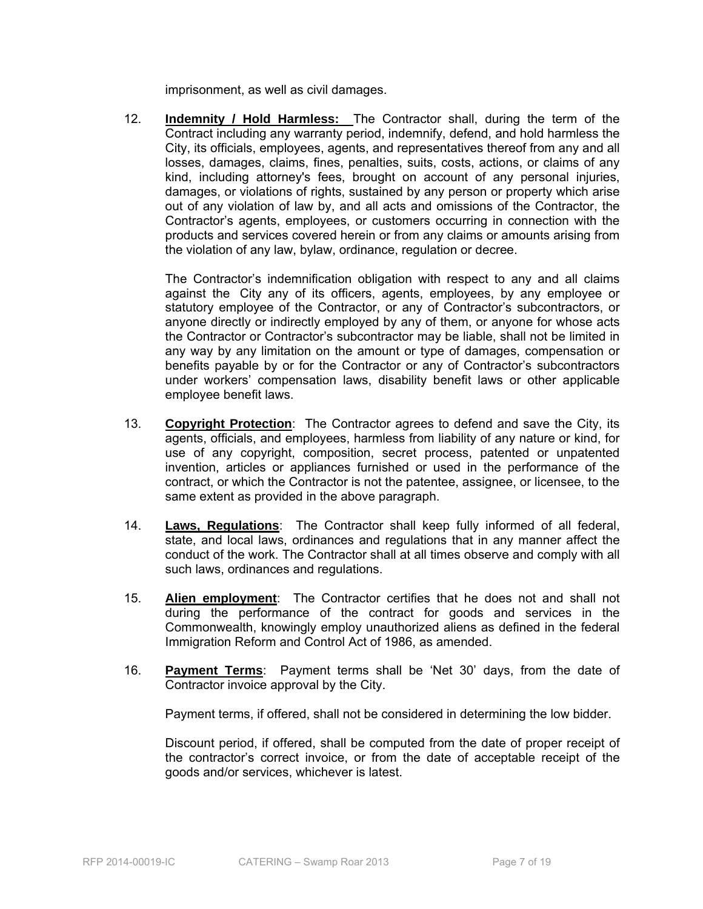imprisonment, as well as civil damages.

12. **Indemnity / Hold Harmless:** The Contractor shall, during the term of the Contract including any warranty period, indemnify, defend, and hold harmless the City, its officials, employees, agents, and representatives thereof from any and all losses, damages, claims, fines, penalties, suits, costs, actions, or claims of any kind, including attorney's fees, brought on account of any personal injuries, damages, or violations of rights, sustained by any person or property which arise out of any violation of law by, and all acts and omissions of the Contractor, the Contractor's agents, employees, or customers occurring in connection with the products and services covered herein or from any claims or amounts arising from the violation of any law, bylaw, ordinance, regulation or decree.

    The Contractor's indemnification obligation with respect to any and all claims against the City any of its officers, agents, employees, by any employee or statutory employee of the Contractor, or any of Contractor's subcontractors, or anyone directly or indirectly employed by any of them, or anyone for whose acts the Contractor or Contractor's subcontractor may be liable, shall not be limited in any way by any limitation on the amount or type of damages, compensation or benefits payable by or for the Contractor or any of Contractor's subcontractors under workers' compensation laws, disability benefit laws or other applicable employee benefit laws.

13. **Copyright Protection**: The Contractor agrees to defend and save the City, its agents, officials, and employees, harmless from liability of any nature or kind, for use of any copyright, composition, secret process, patented or unpatented invention, articles or appliances furnished or used in the performance of the contract, or which the Contractor is not the patentee, assignee, or licensee, to the same extent as provided in the above paragraph.

14. **Laws, Regulations**: The Contractor shall keep fully informed of all federal, state, and local laws, ordinances and regulations that in any manner affect the conduct of the work. The Contractor shall at all times observe and comply with all such laws, ordinances and regulations.

15. **Alien employment**: The Contractor certifies that he does not and shall not during the performance of the contract for goods and services in the Commonwealth, knowingly employ unauthorized aliens as defined in the federal Immigration Reform and Control Act of 1986, as amended.

16. **Payment Terms**: Payment terms shall be 'Net 30' days, from the date of Contractor invoice approval by the City.

    Payment terms, if offered, shall not be considered in determining the low bidder.

    Discount period, if offered, shall be computed from the date of proper receipt of the contractor's correct invoice, or from the date of acceptable receipt of the goods and/or services, whichever is latest.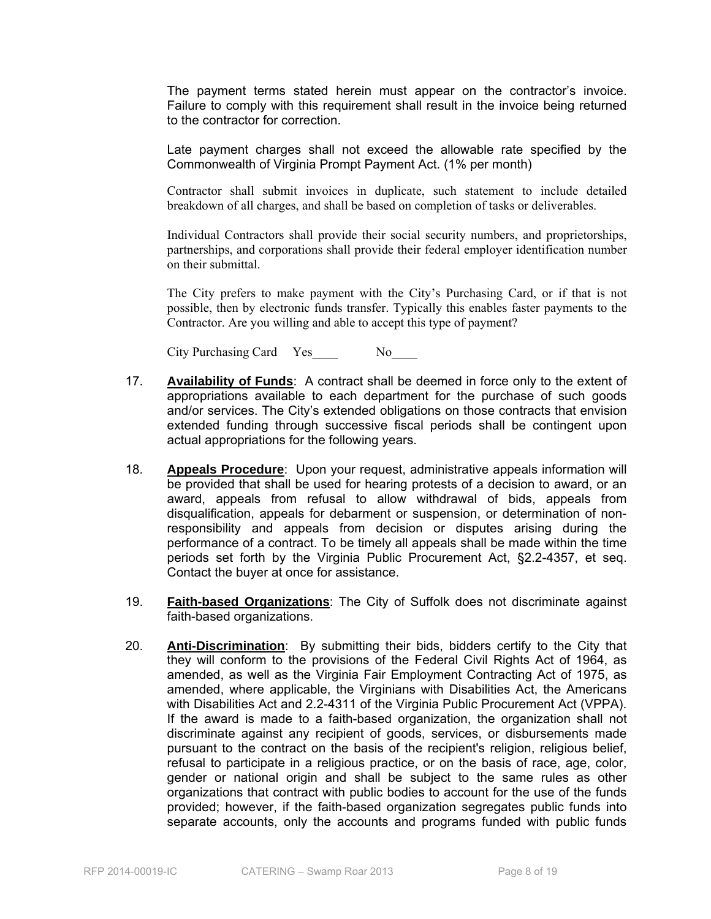The payment terms stated herein must appear on the contractor's invoice. Failure to comply with this requirement shall result in the invoice being returned to the contractor for correction.

Late payment charges shall not exceed the allowable rate specified by the Commonwealth of Virginia Prompt Payment Act. (1% per month)

Contractor shall submit invoices in duplicate, such statement to include detailed breakdown of all charges, and shall be based on completion of tasks or deliverables.

Individual Contractors shall provide their social security numbers, and proprietorships, partnerships, and corporations shall provide their federal employer identification number on their submittal.

The City prefers to make payment with the City's Purchasing Card, or if that is not possible, then by electronic funds transfer. Typically this enables faster payments to the Contractor. Are you willing and able to accept this type of payment?

City Purchasing Card Yes____ No____

17. **Availability of Funds**: A contract shall be deemed in force only to the extent of appropriations available to each department for the purchase of such goods and/or services. The City's extended obligations on those contracts that envision extended funding through successive fiscal periods shall be contingent upon actual appropriations for the following years.

18. **Appeals Procedure**: Upon your request, administrative appeals information will be provided that shall be used for hearing protests of a decision to award, or an award, appeals from refusal to allow withdrawal of bids, appeals from disqualification, appeals for debarment or suspension, or determination of non-responsibility and appeals from decision or disputes arising during the performance of a contract. To be timely all appeals shall be made within the time periods set forth by the Virginia Public Procurement Act, §2.2-4357, et seq. Contact the buyer at once for assistance.

19. **Faith-based Organizations**: The City of Suffolk does not discriminate against faith-based organizations.

20. **Anti-Discrimination**: By submitting their bids, bidders certify to the City that they will conform to the provisions of the Federal Civil Rights Act of 1964, as amended, as well as the Virginia Fair Employment Contracting Act of 1975, as amended, where applicable, the Virginians with Disabilities Act, the Americans with Disabilities Act and 2.2-4311 of the Virginia Public Procurement Act (VPPA). If the award is made to a faith-based organization, the organization shall not discriminate against any recipient of goods, services, or disbursements made pursuant to the contract on the basis of the recipient's religion, religious belief, refusal to participate in a religious practice, or on the basis of race, age, color, gender or national origin and shall be subject to the same rules as other organizations that contract with public bodies to account for the use of the funds provided; however, if the faith-based organization segregates public funds into separate accounts, only the accounts and programs funded with public funds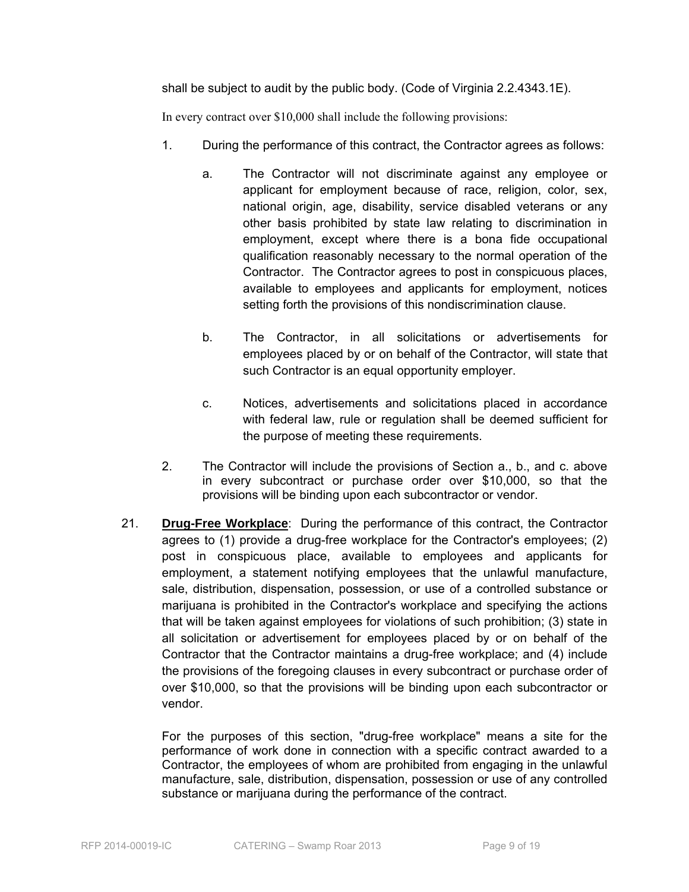shall be subject to audit by the public body. (Code of Virginia 2.2.4343.1E).

In every contract over $10,000 shall include the following provisions:

1. During the performance of this contract, the Contractor agrees as follows:

   a. The Contractor will not discriminate against any employee or applicant for employment because of race, religion, color, sex, national origin, age, disability, service disabled veterans or any other basis prohibited by state law relating to discrimination in employment, except where there is a bona fide occupational qualification reasonably necessary to the normal operation of the Contractor. The Contractor agrees to post in conspicuous places, available to employees and applicants for employment, notices setting forth the provisions of this nondiscrimination clause.

   b. The Contractor, in all solicitations or advertisements for employees placed by or on behalf of the Contractor, will state that such Contractor is an equal opportunity employer.

   c. Notices, advertisements and solicitations placed in accordance with federal law, rule or regulation shall be deemed sufficient for the purpose of meeting these requirements.

2. The Contractor will include the provisions of Section a., b., and c. above in every subcontract or purchase order over $10,000, so that the provisions will be binding upon each subcontractor or vendor.

21. **Drug-Free Workplace**: During the performance of this contract, the Contractor agrees to (1) provide a drug-free workplace for the Contractor's employees; (2) post in conspicuous place, available to employees and applicants for employment, a statement notifying employees that the unlawful manufacture, sale, distribution, dispensation, possession, or use of a controlled substance or marijuana is prohibited in the Contractor's workplace and specifying the actions that will be taken against employees for violations of such prohibition; (3) state in all solicitation or advertisement for employees placed by or on behalf of the Contractor that the Contractor maintains a drug-free workplace; and (4) include the provisions of the foregoing clauses in every subcontract or purchase order of over $10,000, so that the provisions will be binding upon each subcontractor or vendor.

    For the purposes of this section, "drug-free workplace" means a site for the performance of work done in connection with a specific contract awarded to a Contractor, the employees of whom are prohibited from engaging in the unlawful manufacture, sale, distribution, dispensation, possession or use of any controlled substance or marijuana during the performance of the contract.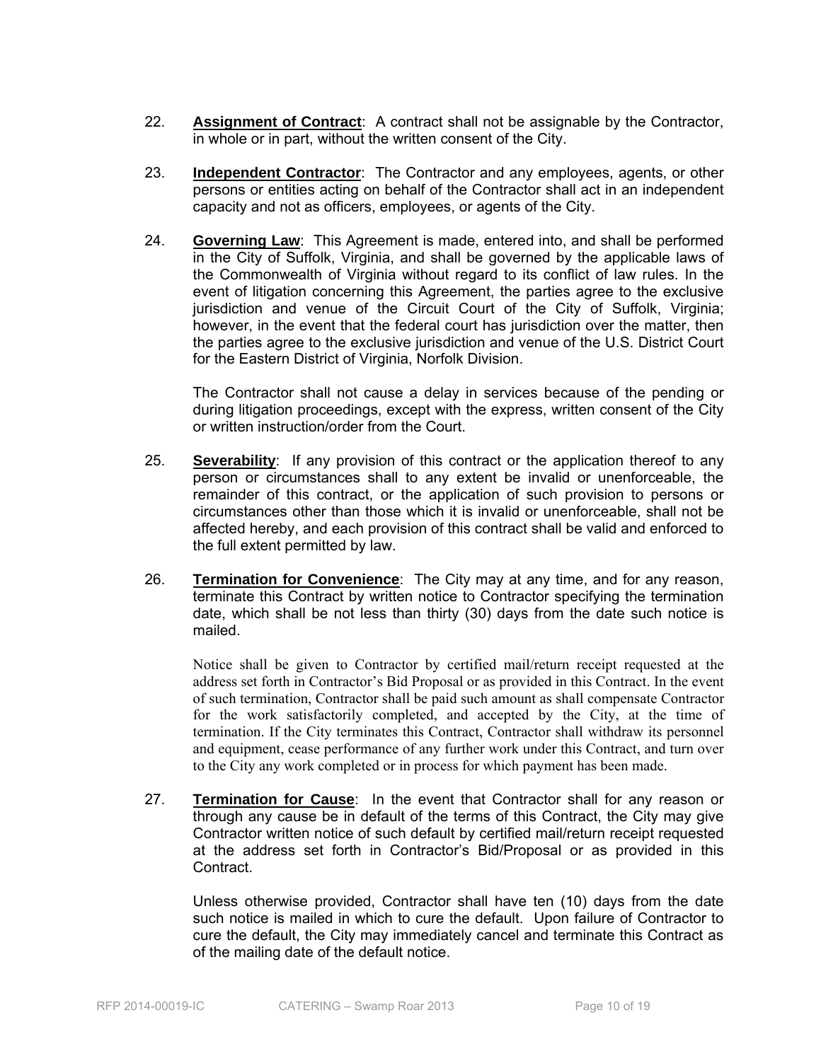22. **Assignment of Contract**: A contract shall not be assignable by the Contractor, in whole or in part, without the written consent of the City.

23. **Independent Contractor**: The Contractor and any employees, agents, or other persons or entities acting on behalf of the Contractor shall act in an independent capacity and not as officers, employees, or agents of the City.

24. **Governing Law**: This Agreement is made, entered into, and shall be performed in the City of Suffolk, Virginia, and shall be governed by the applicable laws of the Commonwealth of Virginia without regard to its conflict of law rules. In the event of litigation concerning this Agreement, the parties agree to the exclusive jurisdiction and venue of the Circuit Court of the City of Suffolk, Virginia; however, in the event that the federal court has jurisdiction over the matter, then the parties agree to the exclusive jurisdiction and venue of the U.S. District Court for the Eastern District of Virginia, Norfolk Division.

    The Contractor shall not cause a delay in services because of the pending or during litigation proceedings, except with the express, written consent of the City or written instruction/order from the Court.

25. **Severability**: If any provision of this contract or the application thereof to any person or circumstances shall to any extent be invalid or unenforceable, the remainder of this contract, or the application of such provision to persons or circumstances other than those which it is invalid or unenforceable, shall not be affected hereby, and each provision of this contract shall be valid and enforced to the full extent permitted by law.

26. **Termination for Convenience**: The City may at any time, and for any reason, terminate this Contract by written notice to Contractor specifying the termination date, which shall be not less than thirty (30) days from the date such notice is mailed.

    Notice shall be given to Contractor by certified mail/return receipt requested at the address set forth in Contractor's Bid Proposal or as provided in this Contract. In the event of such termination, Contractor shall be paid such amount as shall compensate Contractor for the work satisfactorily completed, and accepted by the City, at the time of termination. If the City terminates this Contract, Contractor shall withdraw its personnel and equipment, cease performance of any further work under this Contract, and turn over to the City any work completed or in process for which payment has been made.

27. **Termination for Cause**: In the event that Contractor shall for any reason or through any cause be in default of the terms of this Contract, the City may give Contractor written notice of such default by certified mail/return receipt requested at the address set forth in Contractor's Bid/Proposal or as provided in this Contract.

    Unless otherwise provided, Contractor shall have ten (10) days from the date such notice is mailed in which to cure the default. Upon failure of Contractor to cure the default, the City may immediately cancel and terminate this Contract as of the mailing date of the default notice.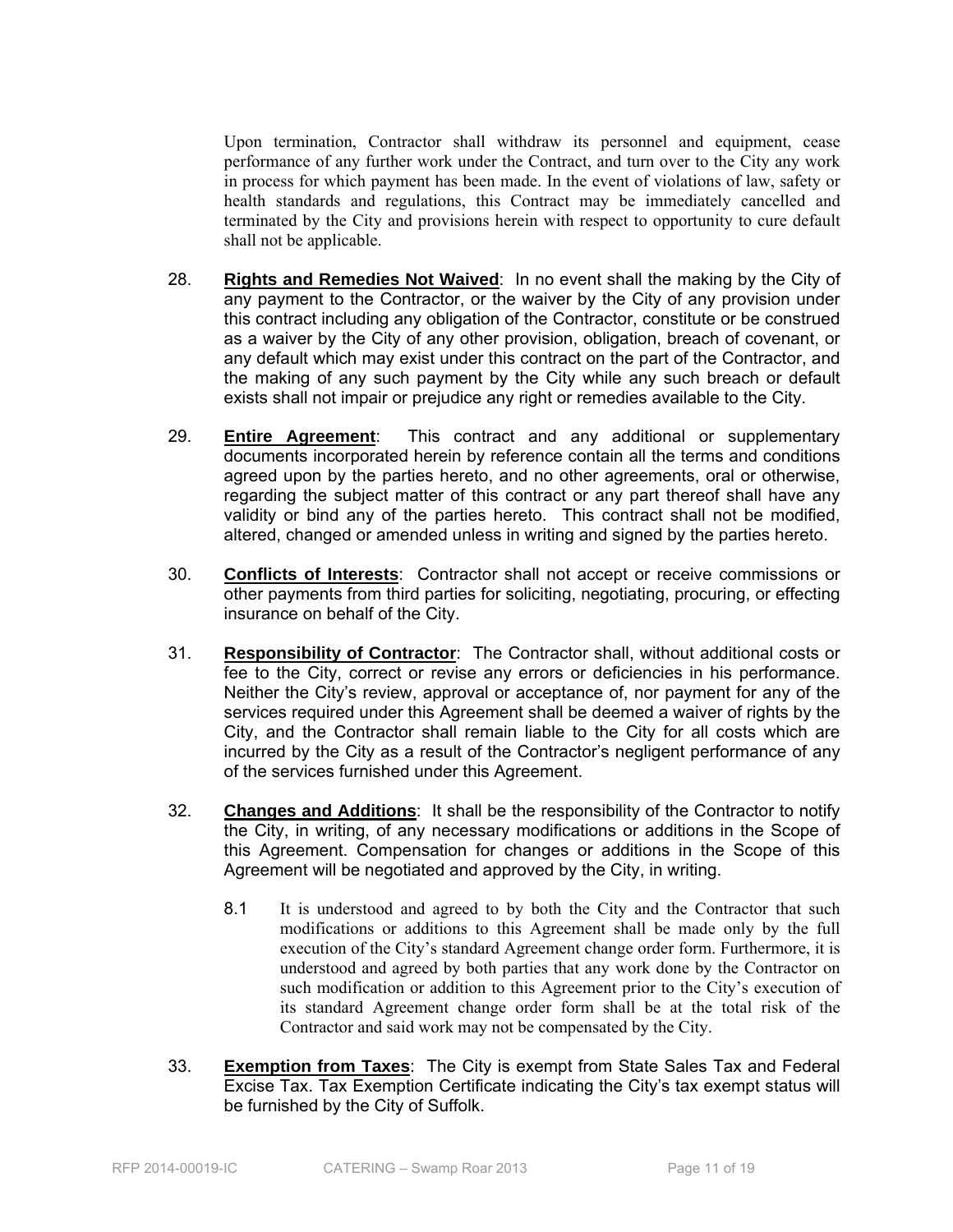Upon termination, Contractor shall withdraw its personnel and equipment, cease performance of any further work under the Contract, and turn over to the City any work in process for which payment has been made. In the event of violations of law, safety or health standards and regulations, this Contract may be immediately cancelled and terminated by the City and provisions herein with respect to opportunity to cure default shall not be applicable.

28. **Rights and Remedies Not Waived**: In no event shall the making by the City of any payment to the Contractor, or the waiver by the City of any provision under this contract including any obligation of the Contractor, constitute or be construed as a waiver by the City of any other provision, obligation, breach of covenant, or any default which may exist under this contract on the part of the Contractor, and the making of any such payment by the City while any such breach or default exists shall not impair or prejudice any right or remedies available to the City.

29. **Entire Agreement**: This contract and any additional or supplementary documents incorporated herein by reference contain all the terms and conditions agreed upon by the parties hereto, and no other agreements, oral or otherwise, regarding the subject matter of this contract or any part thereof shall have any validity or bind any of the parties hereto. This contract shall not be modified, altered, changed or amended unless in writing and signed by the parties hereto.

30. **Conflicts of Interests**: Contractor shall not accept or receive commissions or other payments from third parties for soliciting, negotiating, procuring, or effecting insurance on behalf of the City.

31. **Responsibility of Contractor**: The Contractor shall, without additional costs or fee to the City, correct or revise any errors or deficiencies in his performance. Neither the City's review, approval or acceptance of, nor payment for any of the services required under this Agreement shall be deemed a waiver of rights by the City, and the Contractor shall remain liable to the City for all costs which are incurred by the City as a result of the Contractor's negligent performance of any of the services furnished under this Agreement.

32. **Changes and Additions**: It shall be the responsibility of the Contractor to notify the City, in writing, of any necessary modifications or additions in the Scope of this Agreement. Compensation for changes or additions in the Scope of this Agreement will be negotiated and approved by the City, in writing.

    8.1 It is understood and agreed to by both the City and the Contractor that such modifications or additions to this Agreement shall be made only by the full execution of the City's standard Agreement change order form. Furthermore, it is understood and agreed by both parties that any work done by the Contractor on such modification or addition to this Agreement prior to the City's execution of its standard Agreement change order form shall be at the total risk of the Contractor and said work may not be compensated by the City.

33. **Exemption from Taxes**: The City is exempt from State Sales Tax and Federal Excise Tax. Tax Exemption Certificate indicating the City's tax exempt status will be furnished by the City of Suffolk.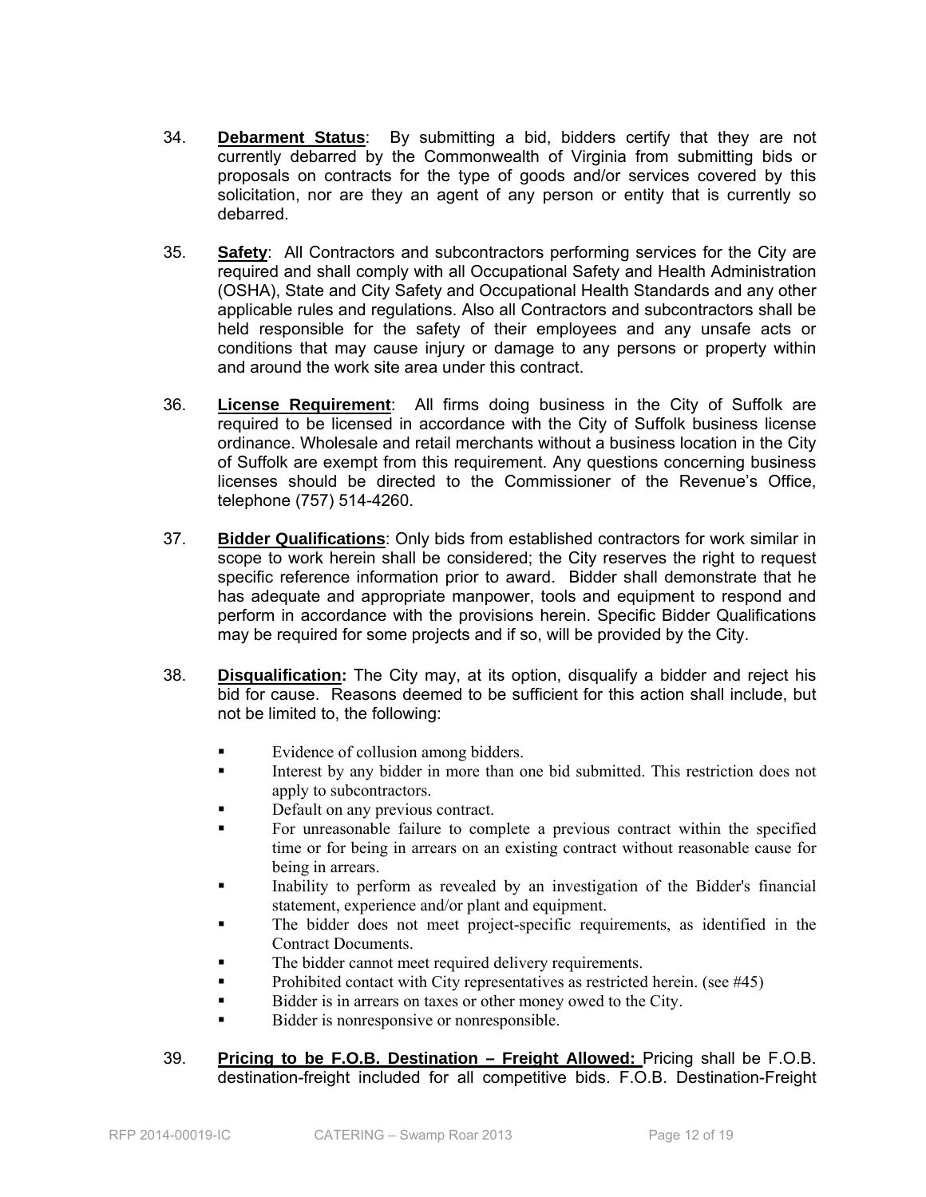34. **Debarment Status**: By submitting a bid, bidders certify that they are not currently debarred by the Commonwealth of Virginia from submitting bids or proposals on contracts for the type of goods and/or services covered by this solicitation, nor are they an agent of any person or entity that is currently so debarred.

35. **Safety**: All Contractors and subcontractors performing services for the City are required and shall comply with all Occupational Safety and Health Administration (OSHA), State and City Safety and Occupational Health Standards and any other applicable rules and regulations. Also all Contractors and subcontractors shall be held responsible for the safety of their employees and any unsafe acts or conditions that may cause injury or damage to any persons or property within and around the work site area under this contract.

36. **License Requirement**: All firms doing business in the City of Suffolk are required to be licensed in accordance with the City of Suffolk business license ordinance. Wholesale and retail merchants without a business location in the City of Suffolk are exempt from this requirement. Any questions concerning business licenses should be directed to the Commissioner of the Revenue's Office, telephone (757) 514-4260.

37. **Bidder Qualifications**: Only bids from established contractors for work similar in scope to work herein shall be considered; the City reserves the right to request specific reference information prior to award. Bidder shall demonstrate that he has adequate and appropriate manpower, tools and equipment to respond and perform in accordance with the provisions herein. Specific Bidder Qualifications may be required for some projects and if so, will be provided by the City.

38. **Disqualification:** The City may, at its option, disqualify a bidder and reject his bid for cause. Reasons deemed to be sufficient for this action shall include, but not be limited to, the following:

    - Evidence of collusion among bidders.
    - Interest by any bidder in more than one bid submitted. This restriction does not apply to subcontractors.
    - Default on any previous contract.
    - For unreasonable failure to complete a previous contract within the specified time or for being in arrears on an existing contract without reasonable cause for being in arrears.
    - Inability to perform as revealed by an investigation of the Bidder's financial statement, experience and/or plant and equipment.
    - The bidder does not meet project-specific requirements, as identified in the Contract Documents.
    - The bidder cannot meet required delivery requirements.
    - Prohibited contact with City representatives as restricted herein. (see #45)
    - Bidder is in arrears on taxes or other money owed to the City.
    - Bidder is nonresponsive or nonresponsible.

39. **Pricing to be F.O.B. Destination – Freight Allowed:** Pricing shall be F.O.B. destination-freight included for all competitive bids. F.O.B. Destination-Freight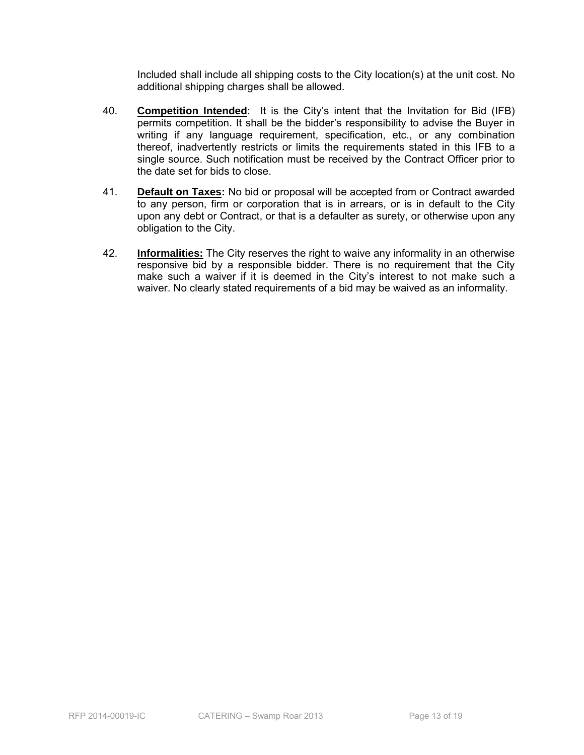Included shall include all shipping costs to the City location(s) at the unit cost. No additional shipping charges shall be allowed.

40. **Competition Intended**: It is the City's intent that the Invitation for Bid (IFB) permits competition. It shall be the bidder's responsibility to advise the Buyer in writing if any language requirement, specification, etc., or any combination thereof, inadvertently restricts or limits the requirements stated in this IFB to a single source. Such notification must be received by the Contract Officer prior to the date set for bids to close.

41. **Default on Taxes:** No bid or proposal will be accepted from or Contract awarded to any person, firm or corporation that is in arrears, or is in default to the City upon any debt or Contract, or that is a defaulter as surety, or otherwise upon any obligation to the City.

42. **Informalities:** The City reserves the right to waive any informality in an otherwise responsive bid by a responsible bidder. There is no requirement that the City make such a waiver if it is deemed in the City's interest to not make such a waiver. No clearly stated requirements of a bid may be waived as an informality.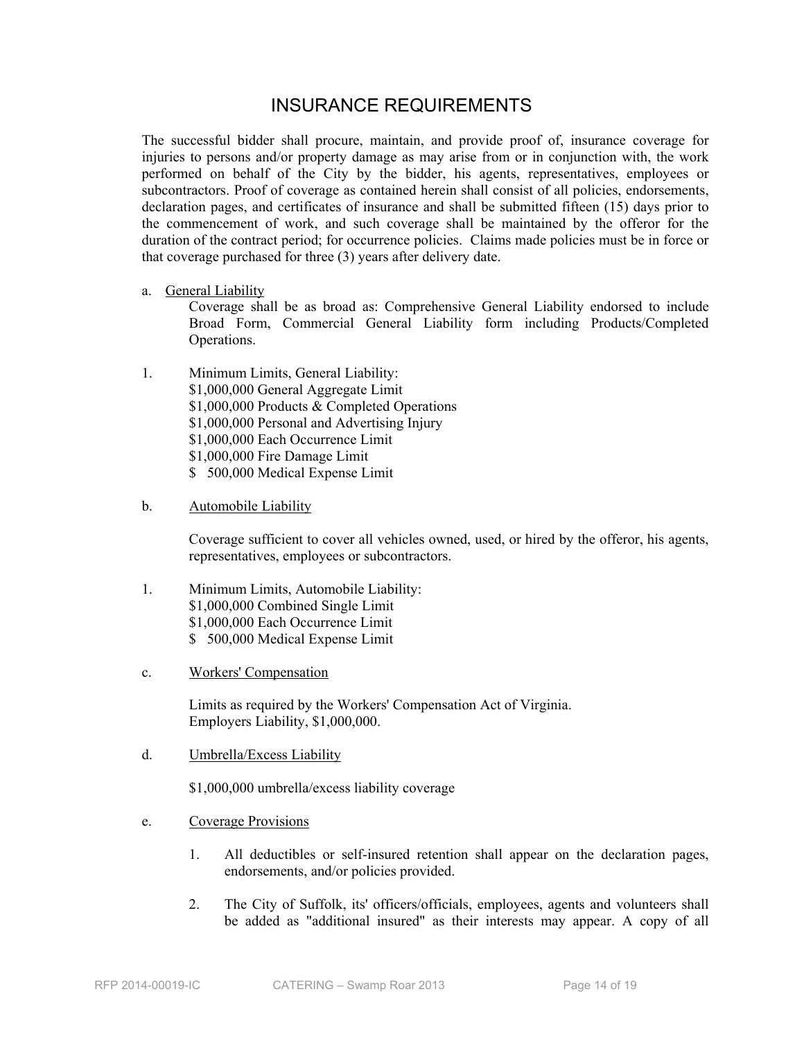# INSURANCE REQUIREMENTS

The successful bidder shall procure, maintain, and provide proof of, insurance coverage for injuries to persons and/or property damage as may arise from or in conjunction with, the work performed on behalf of the City by the bidder, his agents, representatives, employees or subcontractors. Proof of coverage as contained herein shall consist of all policies, endorsements, declaration pages, and certificates of insurance and shall be submitted fifteen (15) days prior to the commencement of work, and such coverage shall be maintained by the offeror for the duration of the contract period; for occurrence policies. Claims made policies must be in force or that coverage purchased for three (3) years after delivery date.

a. General Liability

Coverage shall be as broad as: Comprehensive General Liability endorsed to include Broad Form, Commercial General Liability form including Products/Completed Operations.

1. Minimum Limits, General Liability:
   - $1,000,000 General Aggregate Limit
   - $1,000,000 Products & Completed Operations
   - $1,000,000 Personal and Advertising Injury
   - $1,000,000 Each Occurrence Limit
   - $1,000,000 Fire Damage Limit
   - $ 500,000 Medical Expense Limit

b. Automobile Liability

Coverage sufficient to cover all vehicles owned, used, or hired by the offeror, his agents, representatives, employees or subcontractors.

1. Minimum Limits, Automobile Liability:
   - $1,000,000 Combined Single Limit
   - $1,000,000 Each Occurrence Limit
   - $ 500,000 Medical Expense Limit

c. Workers' Compensation

Limits as required by the Workers' Compensation Act of Virginia.
Employers Liability, $1,000,000.

d. Umbrella/Excess Liability

$1,000,000 umbrella/excess liability coverage

e. Coverage Provisions

1. All deductibles or self-insured retention shall appear on the declaration pages, endorsements, and/or policies provided.

2. The City of Suffolk, its' officers/officials, employees, agents and volunteers shall be added as "additional insured" as their interests may appear. A copy of all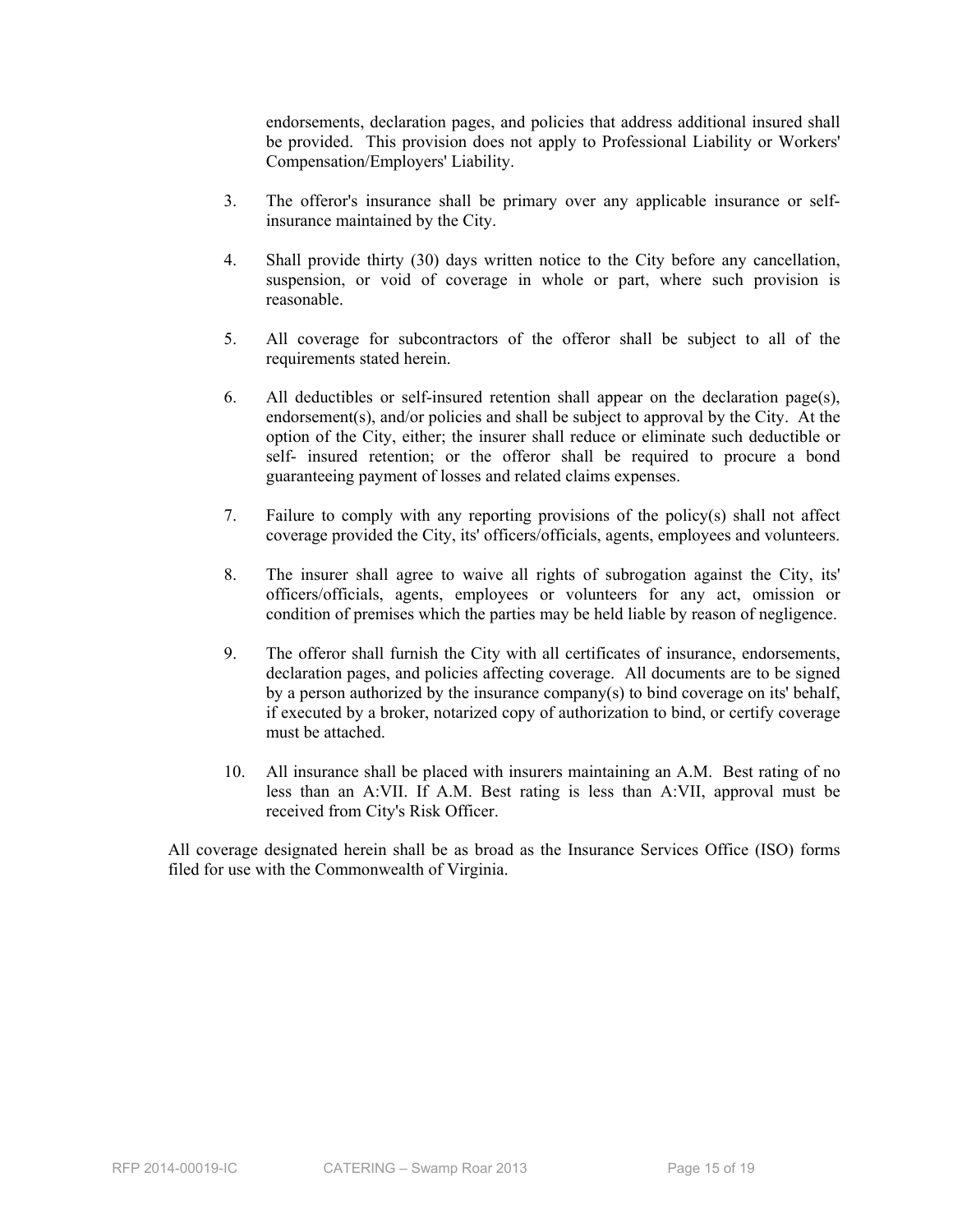endorsements, declaration pages, and policies that address additional insured shall be provided. This provision does not apply to Professional Liability or Workers' Compensation/Employers' Liability.

3. The offeror's insurance shall be primary over any applicable insurance or self-insurance maintained by the City.

4. Shall provide thirty (30) days written notice to the City before any cancellation, suspension, or void of coverage in whole or part, where such provision is reasonable.

5. All coverage for subcontractors of the offeror shall be subject to all of the requirements stated herein.

6. All deductibles or self-insured retention shall appear on the declaration page(s), endorsement(s), and/or policies and shall be subject to approval by the City. At the option of the City, either; the insurer shall reduce or eliminate such deductible or self- insured retention; or the offeror shall be required to procure a bond guaranteeing payment of losses and related claims expenses.

7. Failure to comply with any reporting provisions of the policy(s) shall not affect coverage provided the City, its' officers/officials, agents, employees and volunteers.

8. The insurer shall agree to waive all rights of subrogation against the City, its' officers/officials, agents, employees or volunteers for any act, omission or condition of premises which the parties may be held liable by reason of negligence.

9. The offeror shall furnish the City with all certificates of insurance, endorsements, declaration pages, and policies affecting coverage. All documents are to be signed by a person authorized by the insurance company(s) to bind coverage on its' behalf, if executed by a broker, notarized copy of authorization to bind, or certify coverage must be attached.

10. All insurance shall be placed with insurers maintaining an A.M. Best rating of no less than an A:VII. If A.M. Best rating is less than A:VII, approval must be received from City's Risk Officer.

All coverage designated herein shall be as broad as the Insurance Services Office (ISO) forms filed for use with the Commonwealth of Virginia.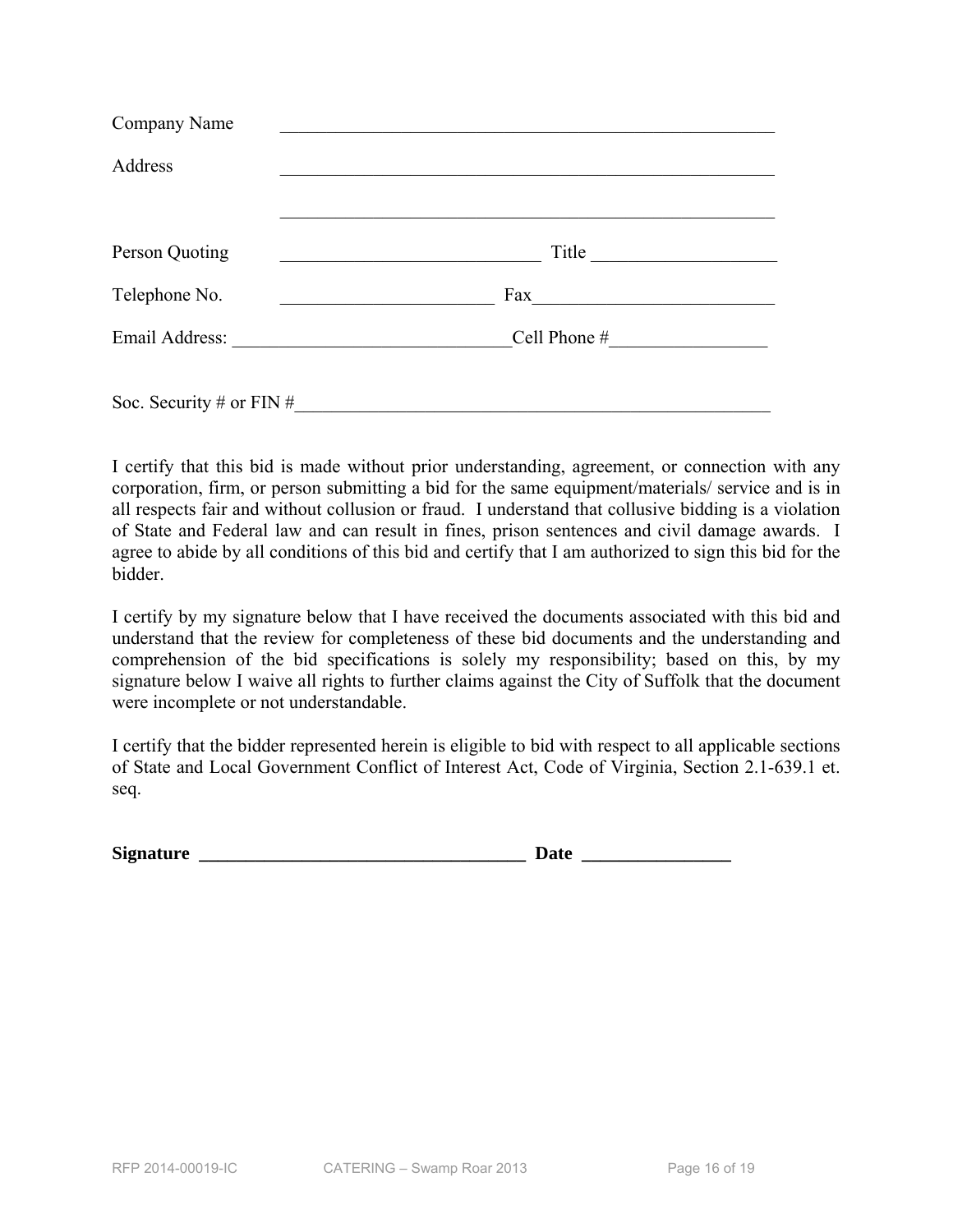Company Name \_\_\_\_\_\_\_\_\_\_\_\_\_\_\_\_\_\_\_\_\_\_\_\_\_\_\_\_\_\_\_\_\_\_\_\_\_\_\_\_\_\_\_\_\_\_\_\_\_\_\_\_\_\_

Address \_\_\_\_\_\_\_\_\_\_\_\_\_\_\_\_\_\_\_\_\_\_\_\_\_\_\_\_\_\_\_\_\_\_\_\_\_\_\_\_\_\_\_\_\_\_\_\_\_\_\_\_\_\_

\_\_\_\_\_\_\_\_\_\_\_\_\_\_\_\_\_\_\_\_\_\_\_\_\_\_\_\_\_\_\_\_\_\_\_\_\_\_\_\_\_\_\_\_\_\_\_\_\_\_\_\_\_\_

Person Quoting \_\_\_\_\_\_\_\_\_\_\_\_\_\_\_\_\_\_\_\_\_\_\_\_\_\_\_\_ Title \_\_\_\_\_\_\_\_\_\_\_\_\_\_\_\_\_\_\_\_

Telephone No. \_\_\_\_\_\_\_\_\_\_\_\_\_\_\_\_\_\_\_\_\_\_ Fax\_\_\_\_\_\_\_\_\_\_\_\_\_\_\_\_\_\_\_\_\_\_\_\_\_\_

Email Address: \_\_\_\_\_\_\_\_\_\_\_\_\_\_\_\_\_\_\_\_\_\_\_\_\_\_\_\_\_\_Cell Phone #\_\_\_\_\_\_\_\_\_\_\_\_\_\_\_\_\_

Soc. Security # or FIN #\_\_\_\_\_\_\_\_\_\_\_\_\_\_\_\_\_\_\_\_\_\_\_\_\_\_\_\_\_\_\_\_\_\_\_\_\_\_\_\_\_\_\_\_\_\_\_\_\_\_\_\_

I certify that this bid is made without prior understanding, agreement, or connection with any corporation, firm, or person submitting a bid for the same equipment/materials/ service and is in all respects fair and without collusion or fraud. I understand that collusive bidding is a violation of State and Federal law and can result in fines, prison sentences and civil damage awards. I agree to abide by all conditions of this bid and certify that I am authorized to sign this bid for the bidder.

I certify by my signature below that I have received the documents associated with this bid and understand that the review for completeness of these bid documents and the understanding and comprehension of the bid specifications is solely my responsibility; based on this, by my signature below I waive all rights to further claims against the City of Suffolk that the document were incomplete or not understandable.

I certify that the bidder represented herein is eligible to bid with respect to all applicable sections of State and Local Government Conflict of Interest Act, Code of Virginia, Section 2.1-639.1 et. seq.

**Signature \_\_\_\_\_\_\_\_\_\_\_\_\_\_\_\_\_\_\_\_\_\_\_\_\_\_\_\_\_\_\_\_\_\_\_ Date \_\_\_\_\_\_\_\_\_\_\_\_\_\_\_\_**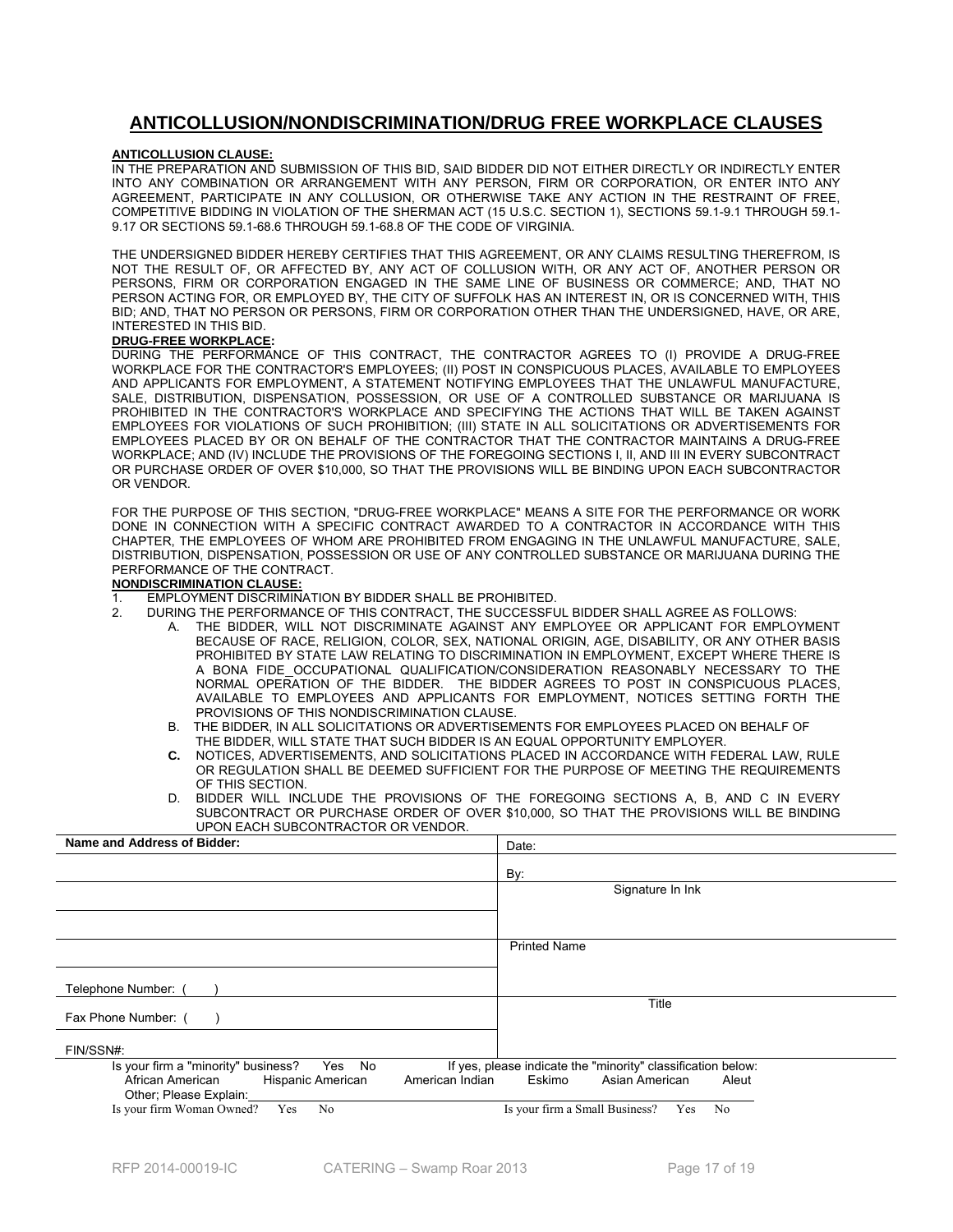# ANTICOLLUSION/NONDISCRIMINATION/DRUG FREE WORKPLACE CLAUSES

**ANTICOLLUSION CLAUSE:**

IN THE PREPARATION AND SUBMISSION OF THIS BID, SAID BIDDER DID NOT EITHER DIRECTLY OR INDIRECTLY ENTER INTO ANY COMBINATION OR ARRANGEMENT WITH ANY PERSON, FIRM OR CORPORATION, OR ENTER INTO ANY AGREEMENT, PARTICIPATE IN ANY COLLUSION, OR OTHERWISE TAKE ANY ACTION IN THE RESTRAINT OF FREE, COMPETITIVE BIDDING IN VIOLATION OF THE SHERMAN ACT (15 U.S.C. SECTION 1), SECTIONS 59.1-9.1 THROUGH 59.1-9.17 OR SECTIONS 59.1-68.6 THROUGH 59.1-68.8 OF THE CODE OF VIRGINIA.

THE UNDERSIGNED BIDDER HEREBY CERTIFIES THAT THIS AGREEMENT, OR ANY CLAIMS RESULTING THEREFROM, IS NOT THE RESULT OF, OR AFFECTED BY, ANY ACT OF COLLUSION WITH, OR ANY ACT OF, ANOTHER PERSON OR PERSONS, FIRM OR CORPORATION ENGAGED IN THE SAME LINE OF BUSINESS OR COMMERCE; AND, THAT NO PERSON ACTING FOR, OR EMPLOYED BY, THE CITY OF SUFFOLK HAS AN INTEREST IN, OR IS CONCERNED WITH, THIS BID; AND, THAT NO PERSON OR PERSONS, FIRM OR CORPORATION OTHER THAN THE UNDERSIGNED, HAVE, OR ARE, INTERESTED IN THIS BID.

**DRUG-FREE WORKPLACE:**

DURING THE PERFORMANCE OF THIS CONTRACT, THE CONTRACTOR AGREES TO (I) PROVIDE A DRUG-FREE WORKPLACE FOR THE CONTRACTOR'S EMPLOYEES; (II) POST IN CONSPICUOUS PLACES, AVAILABLE TO EMPLOYEES AND APPLICANTS FOR EMPLOYMENT, A STATEMENT NOTIFYING EMPLOYEES THAT THE UNLAWFUL MANUFACTURE, SALE, DISTRIBUTION, DISPENSATION, POSSESSION, OR USE OF A CONTROLLED SUBSTANCE OR MARIJUANA IS PROHIBITED IN THE CONTRACTOR'S WORKPLACE AND SPECIFYING THE ACTIONS THAT WILL BE TAKEN AGAINST EMPLOYEES FOR VIOLATIONS OF SUCH PROHIBITION; (III) STATE IN ALL SOLICITATIONS OR ADVERTISEMENTS FOR EMPLOYEES PLACED BY OR ON BEHALF OF THE CONTRACTOR THAT THE CONTRACTOR MAINTAINS A DRUG-FREE WORKPLACE; AND (IV) INCLUDE THE PROVISIONS OF THE FOREGOING SECTIONS I, II, AND III IN EVERY SUBCONTRACT OR PURCHASE ORDER OF OVER $10,000, SO THAT THE PROVISIONS WILL BE BINDING UPON EACH SUBCONTRACTOR OR VENDOR.

FOR THE PURPOSE OF THIS SECTION, "DRUG-FREE WORKPLACE" MEANS A SITE FOR THE PERFORMANCE OR WORK DONE IN CONNECTION WITH A SPECIFIC CONTRACT AWARDED TO A CONTRACTOR IN ACCORDANCE WITH THIS CHAPTER, THE EMPLOYEES OF WHOM ARE PROHIBITED FROM ENGAGING IN THE UNLAWFUL MANUFACTURE, SALE, DISTRIBUTION, DISPENSATION, POSSESSION OR USE OF ANY CONTROLLED SUBSTANCE OR MARIJUANA DURING THE PERFORMANCE OF THE CONTRACT.

**NONDISCRIMINATION CLAUSE:**

1. EMPLOYMENT DISCRIMINATION BY BIDDER SHALL BE PROHIBITED.
2. DURING THE PERFORMANCE OF THIS CONTRACT, THE SUCCESSFUL BIDDER SHALL AGREE AS FOLLOWS:
   - A. THE BIDDER, WILL NOT DISCRIMINATE AGAINST ANY EMPLOYEE OR APPLICANT FOR EMPLOYMENT BECAUSE OF RACE, RELIGION, COLOR, SEX, NATIONAL ORIGIN, AGE, DISABILITY, OR ANY OTHER BASIS PROHIBITED BY STATE LAW RELATING TO DISCRIMINATION IN EMPLOYMENT, EXCEPT WHERE THERE IS A BONA FIDE OCCUPATIONAL QUALIFICATION/CONSIDERATION REASONABLY NECESSARY TO THE NORMAL OPERATION OF THE BIDDER. THE BIDDER AGREES TO POST IN CONSPICUOUS PLACES, AVAILABLE TO EMPLOYEES AND APPLICANTS FOR EMPLOYMENT, NOTICES SETTING FORTH THE PROVISIONS OF THIS NONDISCRIMINATION CLAUSE.
   - B. THE BIDDER, IN ALL SOLICITATIONS OR ADVERTISEMENTS FOR EMPLOYEES PLACED ON BEHALF OF THE BIDDER, WILL STATE THAT SUCH BIDDER IS AN EQUAL OPPORTUNITY EMPLOYER.
   - **C.** NOTICES, ADVERTISEMENTS, AND SOLICITATIONS PLACED IN ACCORDANCE WITH FEDERAL LAW, RULE OR REGULATION SHALL BE DEEMED SUFFICIENT FOR THE PURPOSE OF MEETING THE REQUIREMENTS OF THIS SECTION.
   - D. BIDDER WILL INCLUDE THE PROVISIONS OF THE FOREGOING SECTIONS A, B, AND C IN EVERY SUBCONTRACT OR PURCHASE ORDER OF OVER $10,000, SO THAT THE PROVISIONS WILL BE BINDING UPON EACH SUBCONTRACTOR OR VENDOR.

| **Name and Address of Bidder:** | Date: |
|---|---|
| | By: |
| | Signature In Ink |
| | |
| | Printed Name |
| Telephone Number: (   ) | |
| Fax Phone Number: (   ) | Title |
| FIN/SSN#: | |

Is your firm a "minority" business? Yes No — If yes, please indicate the "minority" classification below:

African American   Hispanic American   American Indian   Eskimo   Asian American   Aleut

Other; Please Explain:

Is your firm Woman Owned? Yes No — Is your firm a Small Business? Yes No

RFP 2014-00019-IC   CATERING – Swamp Roar 2013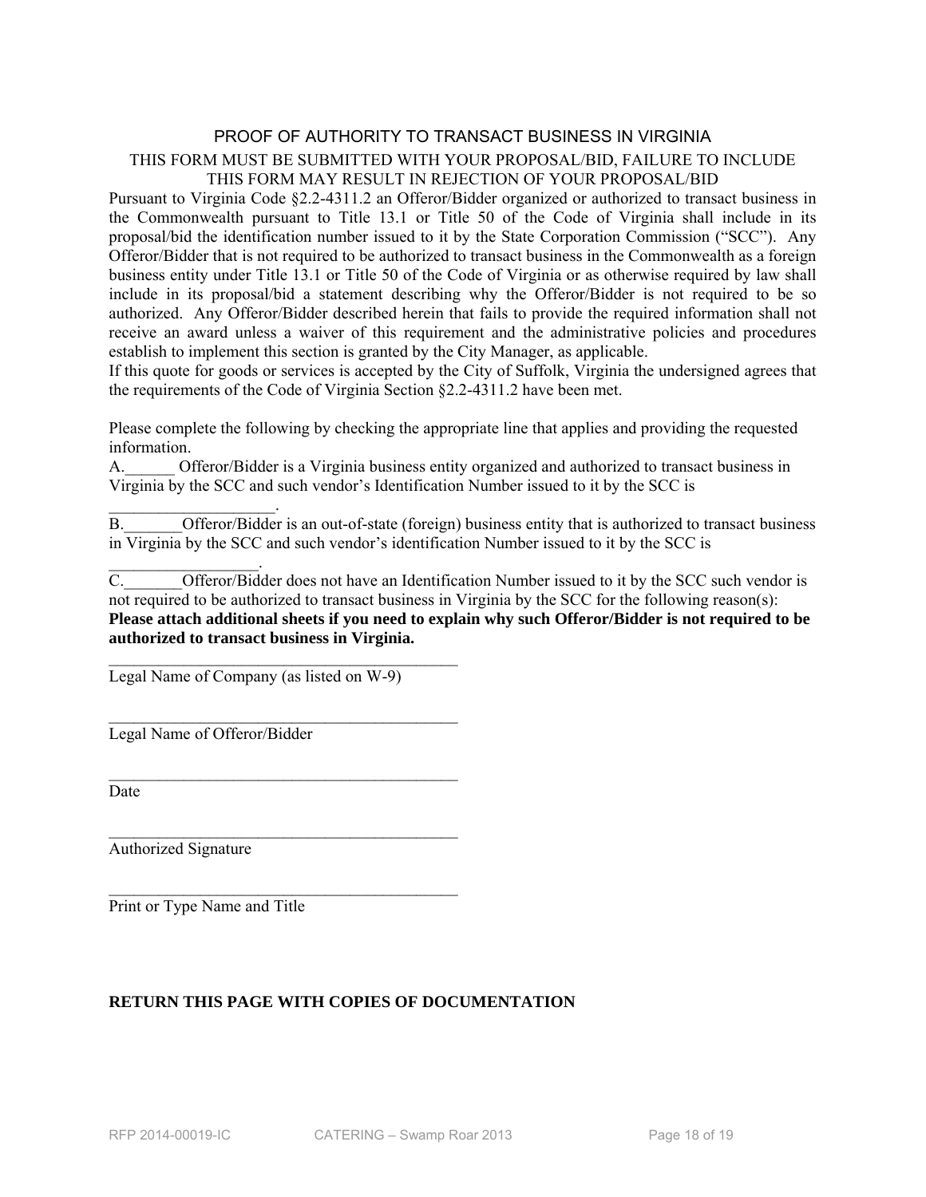## PROOF OF AUTHORITY TO TRANSACT BUSINESS IN VIRGINIA

THIS FORM MUST BE SUBMITTED WITH YOUR PROPOSAL/BID, FAILURE TO INCLUDE THIS FORM MAY RESULT IN REJECTION OF YOUR PROPOSAL/BID

Pursuant to Virginia Code §2.2-4311.2 an Offeror/Bidder organized or authorized to transact business in the Commonwealth pursuant to Title 13.1 or Title 50 of the Code of Virginia shall include in its proposal/bid the identification number issued to it by the State Corporation Commission ("SCC"). Any Offeror/Bidder that is not required to be authorized to transact business in the Commonwealth as a foreign business entity under Title 13.1 or Title 50 of the Code of Virginia or as otherwise required by law shall include in its proposal/bid a statement describing why the Offeror/Bidder is not required to be so authorized. Any Offeror/Bidder described herein that fails to provide the required information shall not receive an award unless a waiver of this requirement and the administrative policies and procedures establish to implement this section is granted by the City Manager, as applicable.

If this quote for goods or services is accepted by the City of Suffolk, Virginia the undersigned agrees that the requirements of the Code of Virginia Section §2.2-4311.2 have been met.

Please complete the following by checking the appropriate line that applies and providing the requested information.

A.______ Offeror/Bidder is a Virginia business entity organized and authorized to transact business in Virginia by the SCC and such vendor's Identification Number issued to it by the SCC is ____________________.

B._______Offeror/Bidder is an out-of-state (foreign) business entity that is authorized to transact business in Virginia by the SCC and such vendor's identification Number issued to it by the SCC is __________________.

C._______Offeror/Bidder does not have an Identification Number issued to it by the SCC such vendor is not required to be authorized to transact business in Virginia by the SCC for the following reason(s):

**Please attach additional sheets if you need to explain why such Offeror/Bidder is not required to be authorized to transact business in Virginia.**

____________________________________________
Legal Name of Company (as listed on W-9)

____________________________________________
Legal Name of Offeror/Bidder

____________________________________________
Date

____________________________________________
Authorized Signature

____________________________________________
Print or Type Name and Title

**RETURN THIS PAGE WITH COPIES OF DOCUMENTATION**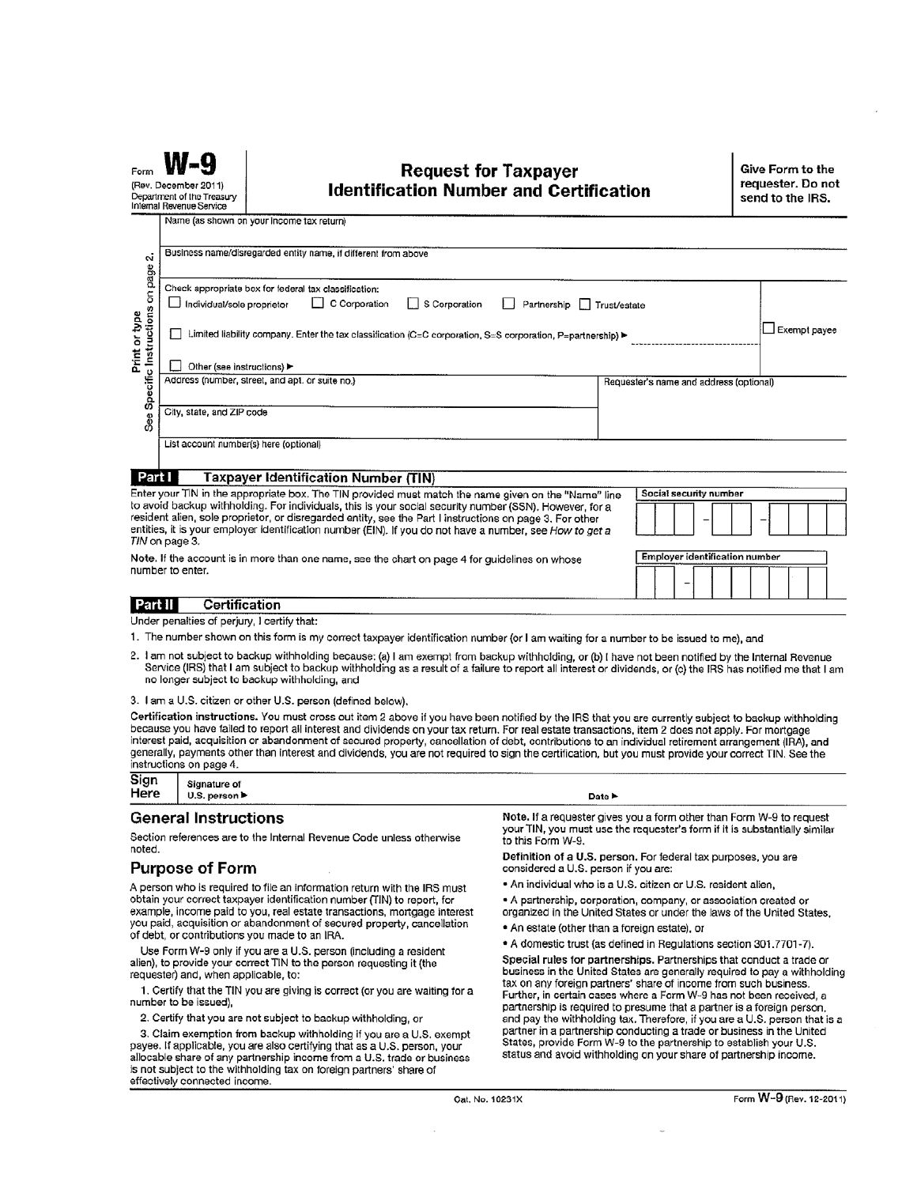Form **W-9**
(Rev. December 2011)
Department of the Treasury
Internal Revenue Service

# Request for Taxpayer Identification Number and Certification

**Give Form to the requester. Do not send to the IRS.**

Print or type
See Specific Instructions on page 2.

Name (as shown on your income tax return)

Business name/disregarded entity name, if different from above

Check appropriate box for federal tax classification:
☐ Individual/sole proprietor ☐ C Corporation ☐ S Corporation ☐ Partnership ☐ Trust/estate

☐ Limited liability company. Enter the tax classification (C=C corporation, S=S corporation, P=partnership) ▶ ____________

☐ Exempt payee

☐ Other (see instructions) ▶

Address (number, street, and apt. or suite no.)

Requester's name and address (optional)

City, state, and ZIP code

List account number(s) here (optional)

## Part I Taxpayer Identification Number (TIN)

Enter your TIN in the appropriate box. The TIN provided must match the name given on the "Name" line to avoid backup withholding. For individuals, this is your social security number (SSN). However, for a resident alien, sole proprietor, or disregarded entity, see the Part I instructions on page 3. For other entities, it is your employer identification number (EIN). If you do not have a number, see *How to get a TIN* on page 3.

**Social security number**

☐☐☐ – ☐☐ – ☐☐☐☐

**Note.** If the account is in more than one name, see the chart on page 4 for guidelines on whose number to enter.

**Employer identification number**

☐☐ – ☐☐☐☐☐☐☐

## Part II Certification

Under penalties of perjury, I certify that:

1. The number shown on this form is my correct taxpayer identification number (or I am waiting for a number to be issued to me), and
2. I am not subject to backup withholding because: (a) I am exempt from backup withholding, or (b) I have not been notified by the Internal Revenue Service (IRS) that I am subject to backup withholding as a result of a failure to report all interest or dividends, or (c) the IRS has notified me that I am no longer subject to backup withholding, and
3. I am a U.S. citizen or other U.S. person (defined below).

**Certification instructions.** You must cross out item 2 above if you have been notified by the IRS that you are currently subject to backup withholding because you have failed to report all interest and dividends on your tax return. For real estate transactions, item 2 does not apply. For mortgage interest paid, acquisition or abandonment of secured property, cancellation of debt, contributions to an individual retirement arrangement (IRA), and generally, payments other than interest and dividends, you are not required to sign the certification, but you must provide your correct TIN. See the instructions on page 4.

**Sign Here** Signature of U.S. person ▶ Date ▶

## General Instructions

Section references are to the Internal Revenue Code unless otherwise noted.

## Purpose of Form

A person who is required to file an information return with the IRS must obtain your correct taxpayer identification number (TIN) to report, for example, income paid to you, real estate transactions, mortgage interest you paid, acquisition or abandonment of secured property, cancellation of debt, or contributions you made to an IRA.

Use Form W-9 only if you are a U.S. person (including a resident alien), to provide your correct TIN to the person requesting it (the requester) and, when applicable, to:

1. Certify that the TIN you are giving is correct (or you are waiting for a number to be issued),

2. Certify that you are not subject to backup withholding, or

3. Claim exemption from backup withholding if you are a U.S. exempt payee. If applicable, you are also certifying that as a U.S. person, your allocable share of any partnership income from a U.S. trade or business is not subject to the withholding tax on foreign partners' share of effectively connected income.

**Note.** If a requester gives you a form other than Form W-9 to request your TIN, you must use the requester's form if it is substantially similar to this Form W-9.

**Definition of a U.S. person.** For federal tax purposes, you are considered a U.S. person if you are:

- An individual who is a U.S. citizen or U.S. resident alien,
- A partnership, corporation, company, or association created or organized in the United States or under the laws of the United States,
- An estate (other than a foreign estate), or
- A domestic trust (as defined in Regulations section 301.7701-7).

**Special rules for partnerships.** Partnerships that conduct a trade or business in the United States are generally required to pay a withholding tax on any foreign partners' share of income from such business. Further, in certain cases where a Form W-9 has not been received, a partnership is required to presume that a partner is a foreign person, and pay the withholding tax. Therefore, if you are a U.S. person that is a partner in a partnership conducting a trade or business in the United States, provide Form W-9 to the partnership to establish your U.S. status and avoid withholding on your share of partnership income.

Cat. No. 10231X Form W-9 (Rev. 12-2011)